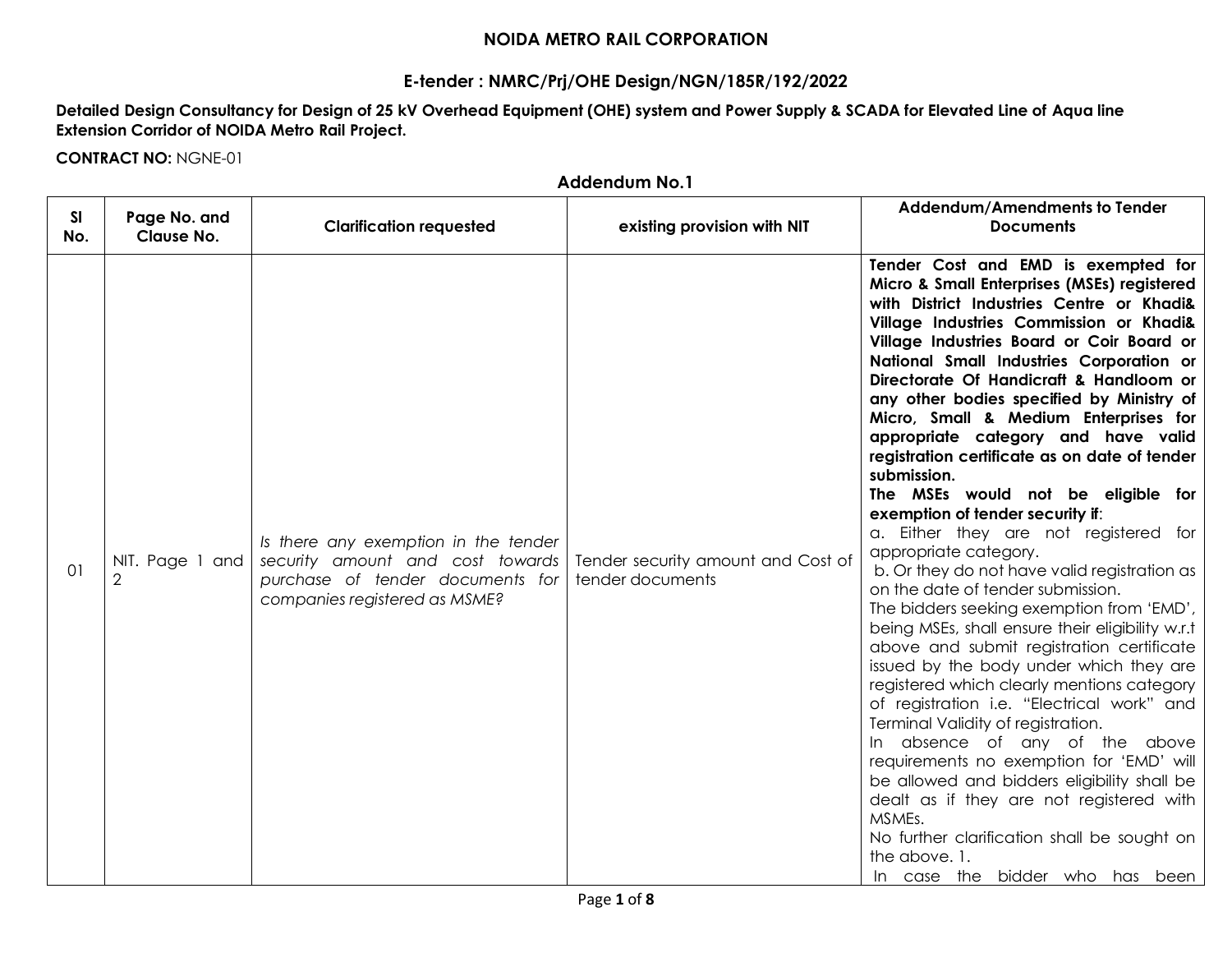**NOIDA METRO RAIL CORPORATION**

**E-tender : NMRC/Prj/OHE Design/NGN/185R/192/2022**

**Detailed Design Consultancy for Design of 25 kV Overhead Equipment (OHE) system and Power Supply & SCADA for Elevated Line of Aqua line Extension Corridor of NOIDA Metro Rail Project.**

**CONTRACT NO:** NGNE-01

## Addendum No.1

| Sl No. | Page No. and Clause No. | Clarification requested | existing provision with NIT | Addendum/Amendments to Tender Documents |
|---|---|---|---|---|
| 01 | NIT. Page 1 and 2 | *Is there any exemption in the tender security amount and cost towards purchase of tender documents for companies registered as MSME?* | Tender security amount and Cost of tender documents | **Tender Cost and EMD is exempted for Micro & Small Enterprises (MSEs) registered with District Industries Centre or Khadi& Village Industries Commission or Khadi& Village Industries Board or Coir Board or National Small Industries Corporation or Directorate Of Handicraft & Handloom or any other bodies specified by Ministry of Micro, Small & Medium Enterprises for appropriate category and have valid registration certificate as on date of tender submission.** <br> **The MSEs would not be eligible for exemption of tender security if**: <br> a. Either they are not registered for appropriate category. <br> b. Or they do not have valid registration as on the date of tender submission. <br> The bidders seeking exemption from 'EMD', being MSEs, shall ensure their eligibility w.r.t above and submit registration certificate issued by the body under which they are registered which clearly mentions category of registration i.e. "Electrical work" and Terminal Validity of registration. <br> In absence of any of the above requirements no exemption for 'EMD' will be allowed and bidders eligibility shall be dealt as if they are not registered with MSMEs. <br> No further clarification shall be sought on the above. 1. <br> In case the bidder who has been |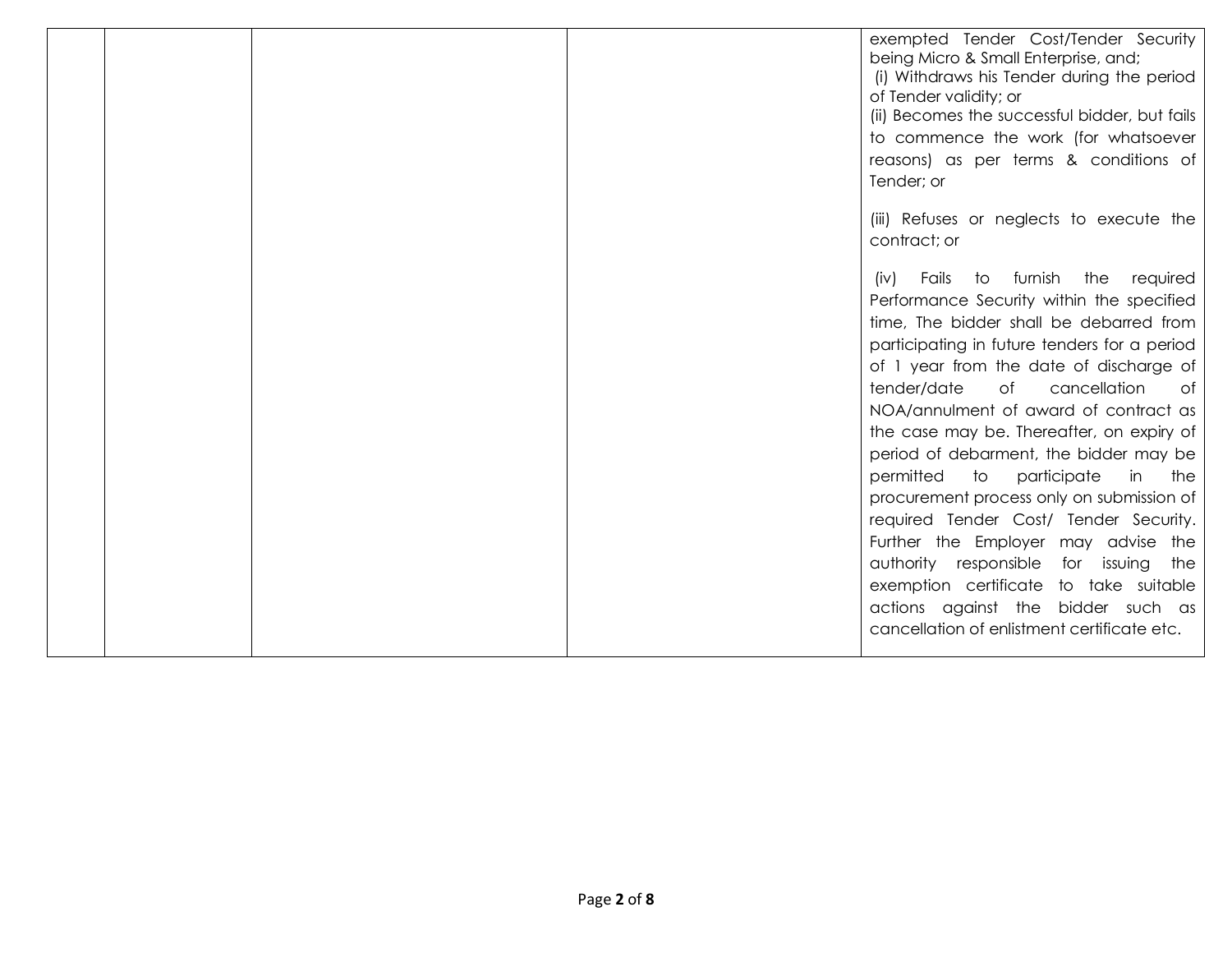| | | | | |
|---|---|---|---|---|
| | | | | exempted Tender Cost/Tender Security being Micro & Small Enterprise, and;<br>(i) Withdraws his Tender during the period of Tender validity; or<br>(ii) Becomes the successful bidder, but fails to commence the work (for whatsoever reasons) as per terms & conditions of Tender; or<br><br>(iii) Refuses or neglects to execute the contract; or<br><br>(iv) Fails to furnish the required Performance Security within the specified time, The bidder shall be debarred from participating in future tenders for a period of 1 year from the date of discharge of tender/date of cancellation of NOA/annulment of award of contract as the case may be. Thereafter, on expiry of period of debarment, the bidder may be permitted to participate in the procurement process only on submission of required Tender Cost/ Tender Security. Further the Employer may advise the authority responsible for issuing the exemption certificate to take suitable actions against the bidder such as cancellation of enlistment certificate etc. |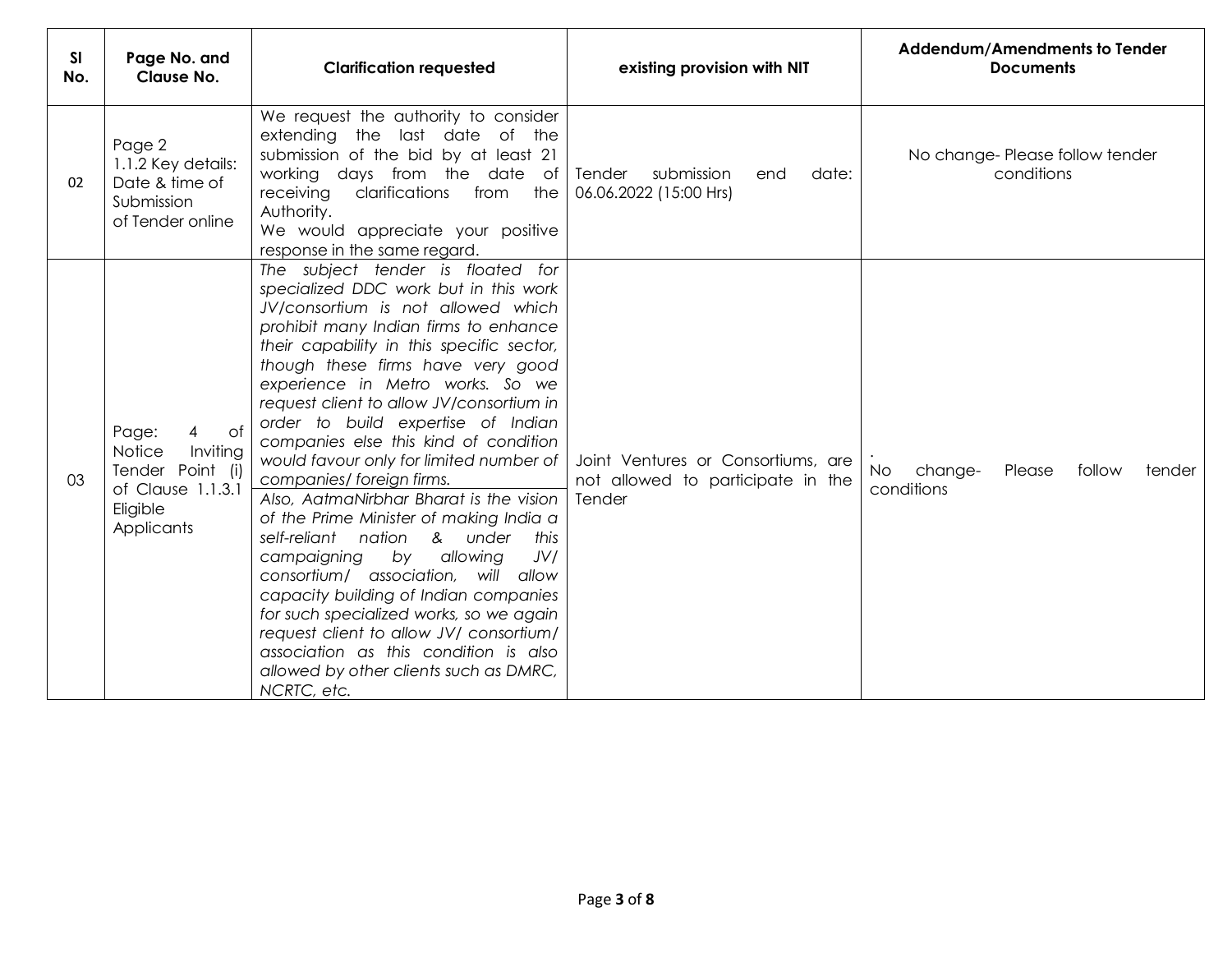| Sl No. | Page No. and Clause No. | Clarification requested | existing provision with NIT | Addendum/Amendments to Tender Documents |
|---|---|---|---|---|
| 02 | Page 2<br>1.1.2 Key details: Date & time of Submission of Tender online | We request the authority to consider extending the last date of the submission of the bid by at least 21 working days from the date of receiving clarifications from the Authority.<br>We would appreciate your positive response in the same regard. | Tender submission end date: 06.06.2022 (15:00 Hrs) | No change- Please follow tender conditions |
| 03 | Page: 4 of Notice Inviting Tender Point (i) of Clause 1.1.3.1 Eligible Applicants | *The subject tender is floated for specialized DDC work but in this work JV/consortium is not allowed which prohibit many Indian firms to enhance their capability in this specific sector, though these firms have very good experience in Metro works. So we request client to allow JV/consortium in order to build expertise of Indian companies else this kind of condition would favour only for limited number of companies/ foreign firms.*<br>*Also, AatmaNirbhar Bharat is the vision of the Prime Minister of making India a self-reliant nation & under this campaigning by allowing JV/ consortium/ association, will allow capacity building of Indian companies for such specialized works, so we again request client to allow JV/ consortium/ association as this condition is also allowed by other clients such as DMRC, NCRTC, etc.* | Joint Ventures or Consortiums, are not allowed to participate in the Tender | No change- Please follow tender conditions |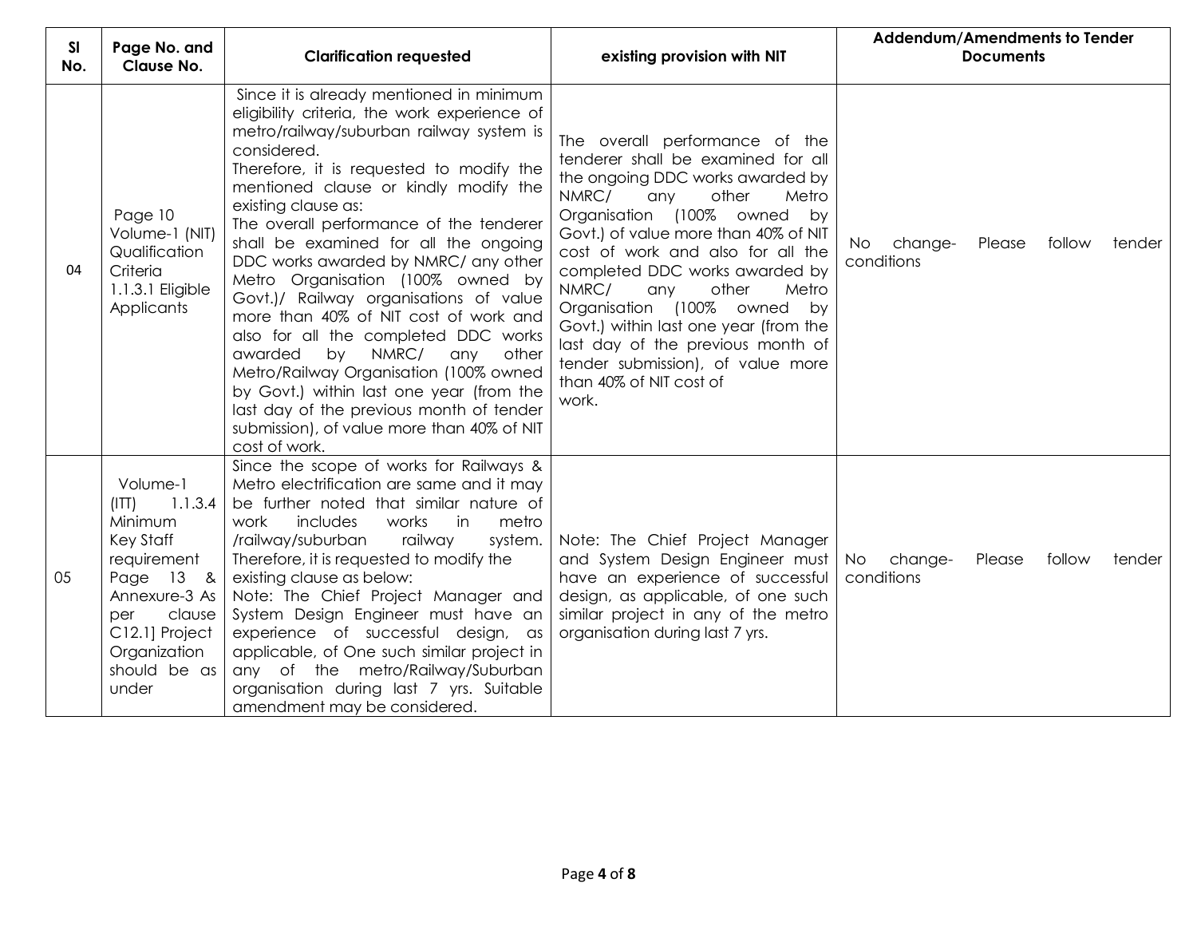| Sl No. | Page No. and Clause No. | Clarification requested | existing provision with NIT | Addendum/Amendments to Tender Documents |
|---|---|---|---|---|
| 04 | Page 10 Volume-1 (NIT) Qualification Criteria 1.1.3.1 Eligible Applicants | Since it is already mentioned in minimum eligibility criteria, the work experience of metro/railway/suburban railway system is considered.<br>Therefore, it is requested to modify the mentioned clause or kindly modify the existing clause as:<br>The overall performance of the tenderer shall be examined for all the ongoing DDC works awarded by NMRC/ any other Metro Organisation (100% owned by Govt.)/ Railway organisations of value more than 40% of NIT cost of work and also for all the completed DDC works awarded by NMRC/ any other Metro/Railway Organisation (100% owned by Govt.) within last one year (from the last day of the previous month of tender submission), of value more than 40% of NIT cost of work. | The overall performance of the tenderer shall be examined for all the ongoing DDC works awarded by NMRC/ any other Metro Organisation (100% owned by Govt.) of value more than 40% of NIT cost of work and also for all the completed DDC works awarded by NMRC/ any other Metro Organisation (100% owned by Govt.) within last one year (from the last day of the previous month of tender submission), of value more than 40% of NIT cost of work. | No change- Please follow tender conditions |
| 05 | Volume-1 (ITT) 1.1.3.4 Minimum Key Staff requirement Page 13 & Annexure-3 As per clause C12.1] Project Organization should be as under | Since the scope of works for Railways & Metro electrification are same and it may be further noted that similar nature of work includes works in metro /railway/suburban railway system. Therefore, it is requested to modify the existing clause as below:<br>Note: The Chief Project Manager and System Design Engineer must have an experience of successful design, as applicable, of One such similar project in any of the metro/Railway/Suburban organisation during last 7 yrs. Suitable amendment may be considered. | Note: The Chief Project Manager and System Design Engineer must have an experience of successful design, as applicable, of one such similar project in any of the metro organisation during last 7 yrs. | No change- Please follow tender conditions |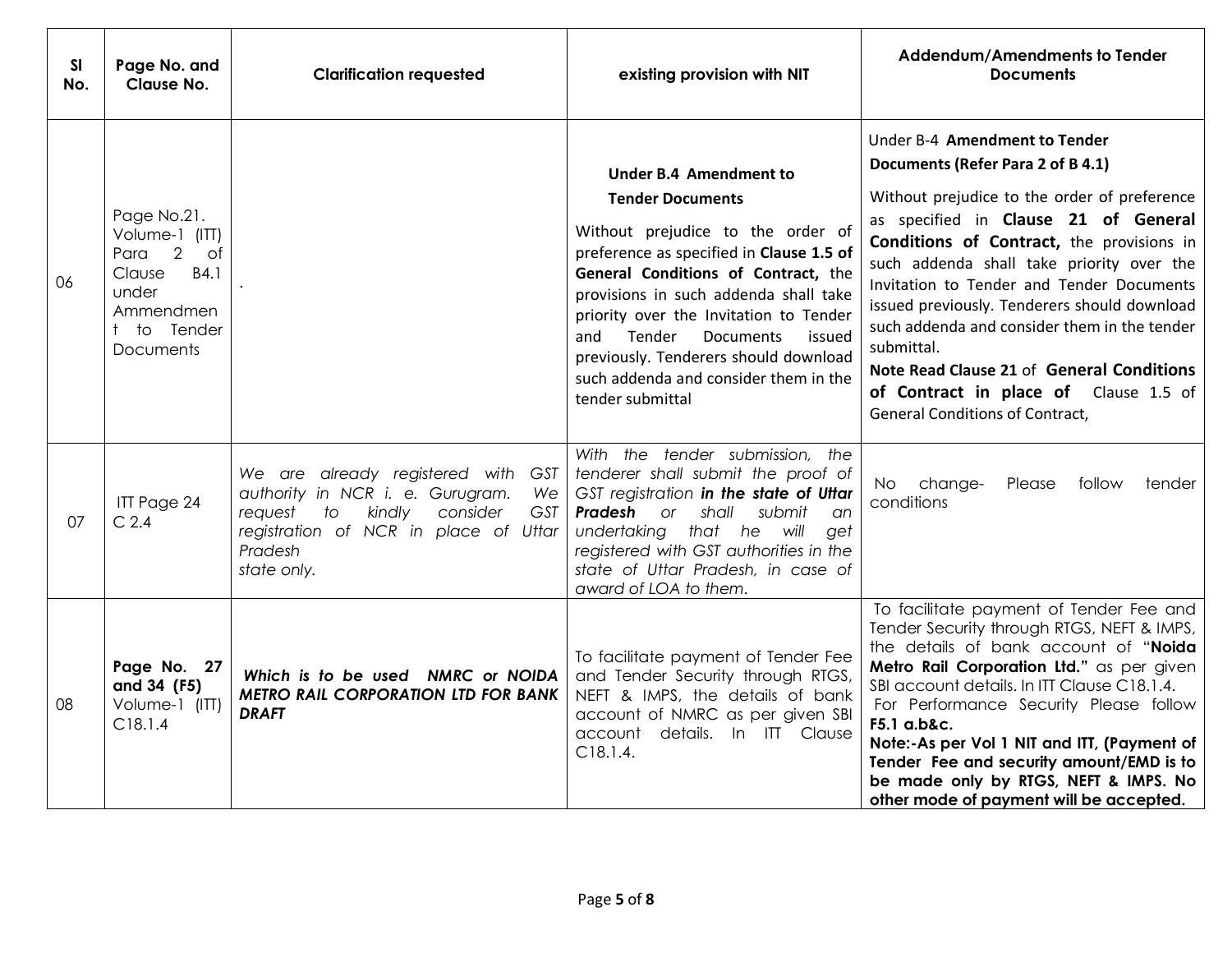| Sl No. | Page No. and Clause No. | Clarification requested | existing provision with NIT | Addendum/Amendments to Tender Documents |
|---|---|---|---|---|
| 06 | Page No.21. Volume-1 (ITT) Para 2 of Clause B4.1 under Ammendment to Tender Documents | . | **Under B.4 Amendment to Tender Documents**<br>Without prejudice to the order of preference as specified in **Clause 1.5 of General Conditions of Contract,** the provisions in such addenda shall take priority over the Invitation to Tender and Tender Documents issued previously. Tenderers should download such addenda and consider them in the tender submittal | Under B-4 **Amendment to Tender Documents (Refer Para 2 of B 4.1)**<br>Without prejudice to the order of preference as specified in **Clause 21 of General Conditions of Contract,** the provisions in such addenda shall take priority over the Invitation to Tender and Tender Documents issued previously. Tenderers should download such addenda and consider them in the tender submittal.<br>**Note Read Clause 21** of **General Conditions of Contract in place of** Clause 1.5 of General Conditions of Contract, |
| 07 | ITT Page 24 C 2.4 | *We are already registered with GST authority in NCR i. e. Gurugram. We request to kindly consider GST registration of NCR in place of Uttar Pradesh state only.* | *With the tender submission, the tenderer shall submit the proof of GST registration **in the state of Uttar Pradesh** or shall submit an undertaking that he will get registered with GST authorities in the state of Uttar Pradesh, in case of award of LOA to them.* | No change- Please follow tender conditions |
| 08 | **Page No. 27 and 34 (F5)** Volume-1 (ITT) C18.1.4 | ***Which is to be used NMRC or NOIDA METRO RAIL CORPORATION LTD FOR BANK DRAFT*** | To facilitate payment of Tender Fee and Tender Security through RTGS, NEFT & IMPS, the details of bank account of NMRC as per given SBI account details. In ITT Clause C18.1.4. | To facilitate payment of Tender Fee and Tender Security through RTGS, NEFT & IMPS, the details of bank account of "**Noida Metro Rail Corporation Ltd.**" as per given SBI account details. In ITT Clause C18.1.4.<br>For Performance Security Please follow **F5.1 a.b&c.**<br>**Note:-As per Vol 1 NIT and ITT, (Payment of Tender Fee and security amount/EMD is to be made only by RTGS, NEFT & IMPS. No other mode of payment will be accepted.** |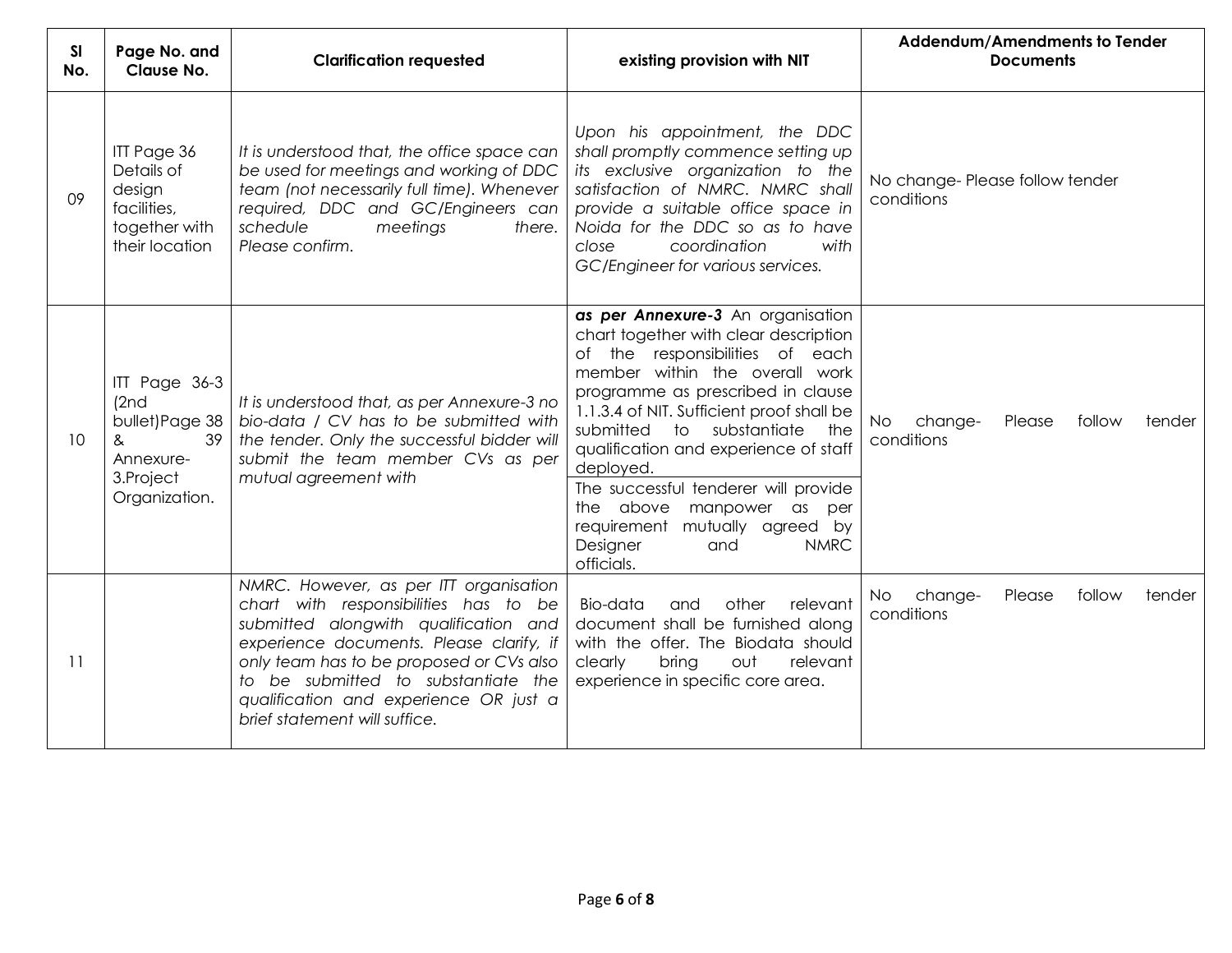| Sl No. | Page No. and Clause No. | Clarification requested | existing provision with NIT | Addendum/Amendments to Tender Documents |
|---|---|---|---|---|
| 09 | ITT Page 36 Details of design facilities, together with their location | *It is understood that, the office space can be used for meetings and working of DDC team (not necessarily full time). Whenever required, DDC and GC/Engineers can schedule meetings there. Please confirm.* | *Upon his appointment, the DDC shall promptly commence setting up its exclusive organization to the satisfaction of NMRC. NMRC shall provide a suitable office space in Noida for the DDC so as to have close coordination with GC/Engineer for various services.* | No change- Please follow tender conditions |
| 10 | ITT Page 36-3 (2nd bullet)Page 38 & 39 Annexure-3.Project Organization. | *It is understood that, as per Annexure-3 no bio-data / CV has to be submitted with the tender. Only the successful bidder will submit the team member CVs as per mutual agreement with* | ***as per Annexure-3*** An organisation chart together with clear description of the responsibilities of each member within the overall work programme as prescribed in clause 1.1.3.4 of NIT. Sufficient proof shall be submitted to substantiate the qualification and experience of staff deployed.<br>The successful tenderer will provide the above manpower as per requirement mutually agreed by Designer and NMRC officials. | No change- Please follow tender conditions |
| 11 | | *NMRC. However, as per ITT organisation chart with responsibilities has to be submitted alongwith qualification and experience documents. Please clarify, if only team has to be proposed or CVs also to be submitted to substantiate the qualification and experience OR just a brief statement will suffice.* | Bio-data and other relevant document shall be furnished along with the offer. The Biodata should clearly bring out relevant experience in specific core area. | No change- Please follow tender conditions |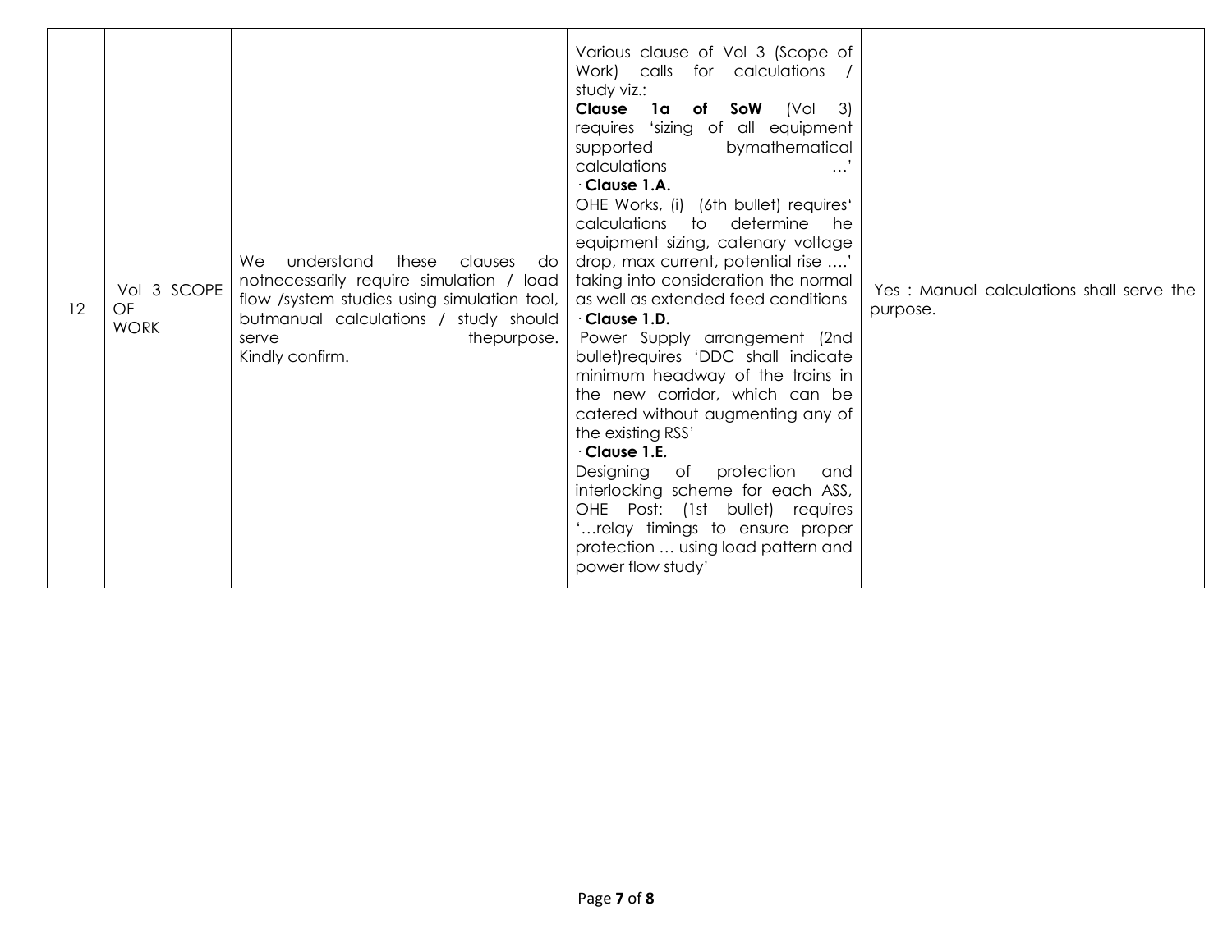| 12 | Vol 3 SCOPE OF WORK | We understand these clauses do notnecessarily require simulation / load flow /system studies using simulation tool, butmanual calculations / study should serve thepurpose. Kindly confirm. | Various clause of Vol 3 (Scope of Work) calls for calculations / study viz.:<br>**Clause 1a of SoW** (Vol 3) requires 'sizing of all equipment supported bymathematical calculations …'<br>· **Clause 1.A.**<br>OHE Works, (i) (6th bullet) requires' calculations to determine he equipment sizing, catenary voltage drop, max current, potential rise ….' taking into consideration the normal as well as extended feed conditions<br>· **Clause 1.D.**<br>Power Supply arrangement (2nd bullet)requires 'DDC shall indicate minimum headway of the trains in the new corridor, which can be catered without augmenting any of the existing RSS'<br>· **Clause 1.E.**<br>Designing of protection and interlocking scheme for each ASS, OHE Post: (1st bullet) requires '…relay timings to ensure proper protection … using load pattern and power flow study' | Yes : Manual calculations shall serve the purpose. |
|---|---|---|---|---|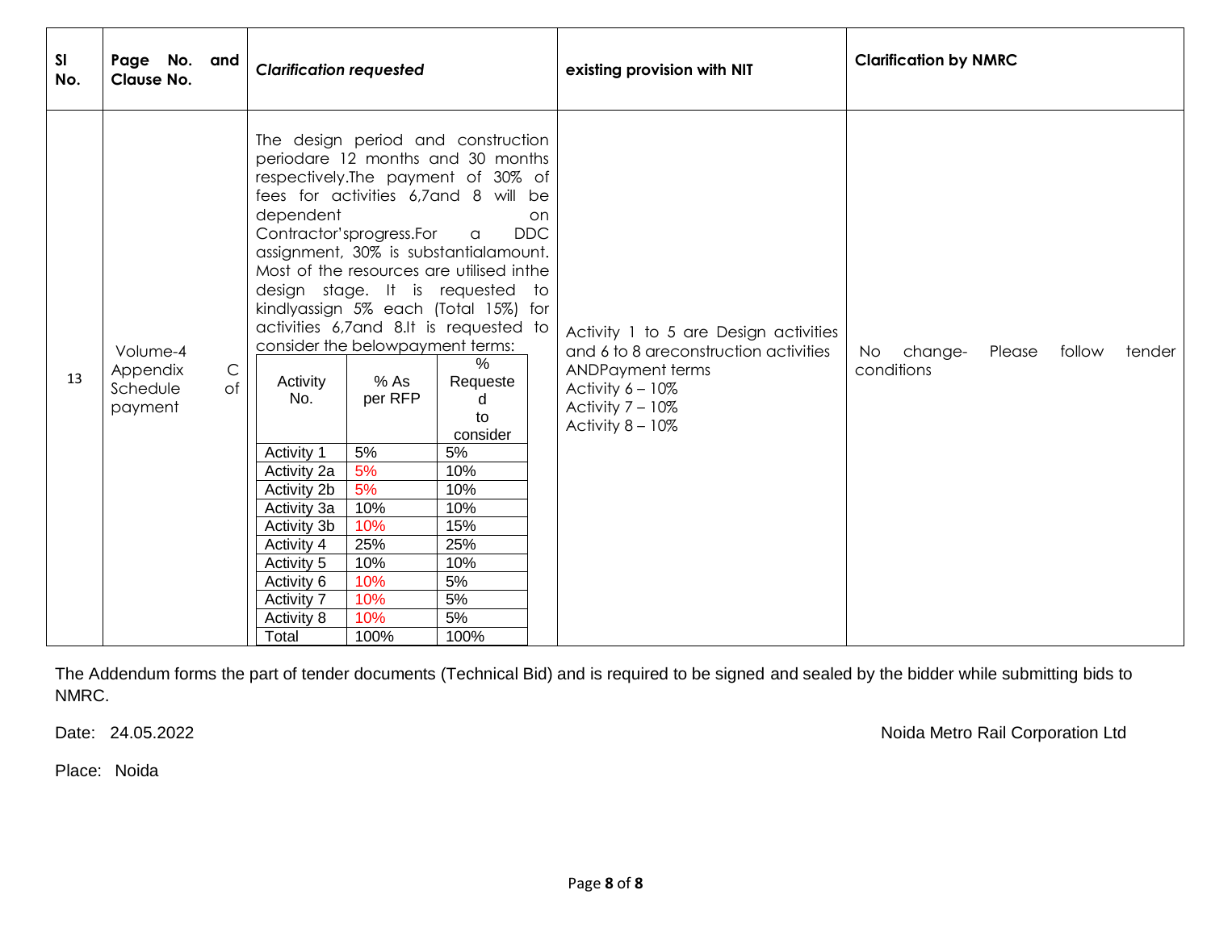| Sl No. | Page No. and Clause No. | *Clarification requested* | existing provision with NIT | Clarification by NMRC |
|---|---|---|---|---|
| 13 | Volume-4 Appendix C of Schedule payment | The design period and construction periodare 12 months and 30 months respectively.The payment of 30% of fees for activities 6,7and 8 will be dependent on Contractor'sprogress.For a DDC assignment, 30% is substantialamount. Most of the resources are utilised inthe design stage. It is requested to kindlyassign 5% each (Total 15%) for activities 6,7and 8.It is requested to consider the belowpayment terms:<br><br>Activity No. / % As per RFP / % Requested to consider<br>Activity 1 / 5% / 5%<br>Activity 2a / 5% / 10%<br>Activity 2b / 5% / 10%<br>Activity 3a / 10% / 10%<br>Activity 3b / 10% / 15%<br>Activity 4 / 25% / 25%<br>Activity 5 / 10% / 10%<br>Activity 6 / 10% / 5%<br>Activity 7 / 10% / 5%<br>Activity 8 / 10% / 5%<br>Total / 100% / 100% | Activity 1 to 5 are Design activities and 6 to 8 areconstruction activities ANDPayment terms<br>Activity 6 – 10%<br>Activity 7 – 10%<br>Activity 8 – 10% | No change- Please follow tender conditions |

The Addendum forms the part of tender documents (Technical Bid) and is required to be signed and sealed by the bidder while submitting bids to NMRC.

Date: 24.05.2022

Noida Metro Rail Corporation Ltd

Place: Noida